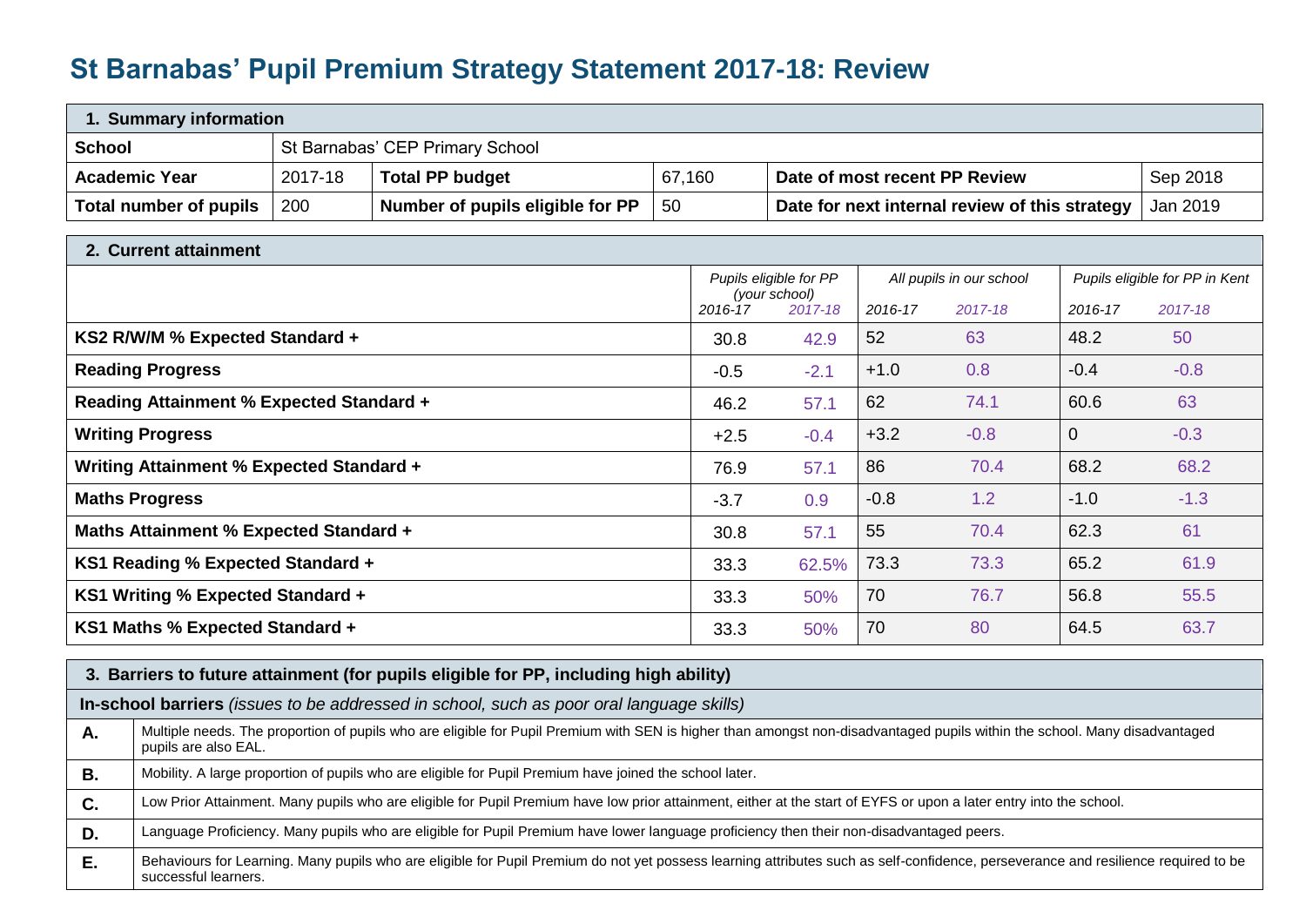# St Barnabas' Pupil Premium Strategy Statement 2017-18: Review

| **1. Summary information** | | | | | |
|---|---|---|---|---|---|
| **School** | St Barnabas' CEP Primary School | | | | |
| **Academic Year** | 2017-18 | **Total PP budget** | 67,160 | **Date of most recent PP Review** | Sep 2018 |
| **Total number of pupils** | 200 | **Number of pupils eligible for PP** | 50 | **Date for next internal review of this strategy** | Jan 2019 |

| **2. Current attainment** | | | | | | |
|---|---|---|---|---|---|---|
| | *Pupils eligible for PP (your school)* | | *All pupils in our school* | | *Pupils eligible for PP in Kent* | |
| | *2016-17* | *2017-18* | *2016-17* | *2017-18* | *2016-17* | *2017-18* |
| **KS2 R/W/M % Expected Standard +** | 30.8 | 42.9 | 52 | 63 | 48.2 | 50 |
| **Reading Progress** | -0.5 | -2.1 | +1.0 | 0.8 | -0.4 | -0.8 |
| **Reading Attainment % Expected Standard +** | 46.2 | 57.1 | 62 | 74.1 | 60.6 | 63 |
| **Writing Progress** | +2.5 | -0.4 | +3.2 | -0.8 | 0 | -0.3 |
| **Writing Attainment % Expected Standard +** | 76.9 | 57.1 | 86 | 70.4 | 68.2 | 68.2 |
| **Maths Progress** | -3.7 | 0.9 | -0.8 | 1.2 | -1.0 | -1.3 |
| **Maths Attainment % Expected Standard +** | 30.8 | 57.1 | 55 | 70.4 | 62.3 | 61 |
| **KS1 Reading % Expected Standard +** | 33.3 | 62.5% | 73.3 | 73.3 | 65.2 | 61.9 |
| **KS1 Writing % Expected Standard +** | 33.3 | 50% | 70 | 76.7 | 56.8 | 55.5 |
| **KS1 Maths % Expected Standard +** | 33.3 | 50% | 70 | 80 | 64.5 | 63.7 |

| **3. Barriers to future attainment (for pupils eligible for PP, including high ability)** | |
|---|---|
| **In-school barriers** *(issues to be addressed in school, such as poor oral language skills)* | |
| **A.** | Multiple needs. The proportion of pupils who are eligible for Pupil Premium with SEN is higher than amongst non-disadvantaged pupils within the school. Many disadvantaged pupils are also EAL. |
| **B.** | Mobility. A large proportion of pupils who are eligible for Pupil Premium have joined the school later. |
| **C.** | Low Prior Attainment. Many pupils who are eligible for Pupil Premium have low prior attainment, either at the start of EYFS or upon a later entry into the school. |
| **D.** | Language Proficiency. Many pupils who are eligible for Pupil Premium have lower language proficiency then their non-disadvantaged peers. |
| **E.** | Behaviours for Learning. Many pupils who are eligible for Pupil Premium do not yet possess learning attributes such as self-confidence, perseverance and resilience required to be successful learners. |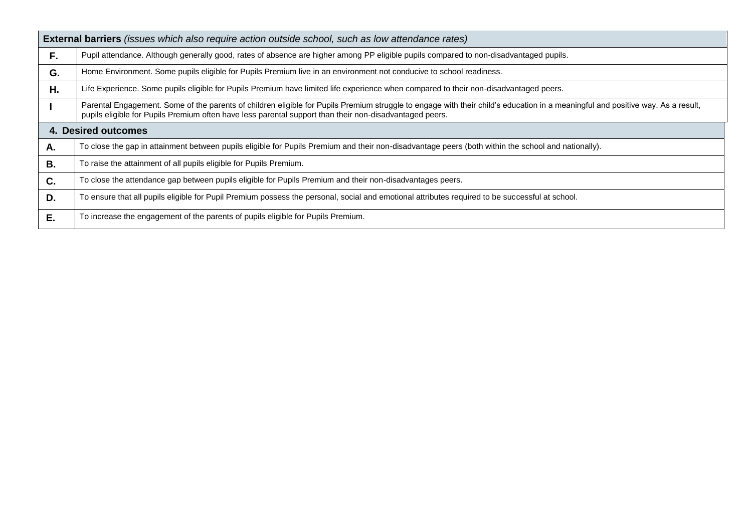| **External barriers** *(issues which also require action outside school, such as low attendance rates)* | |
|---|---|
| **F.** | Pupil attendance. Although generally good, rates of absence are higher among PP eligible pupils compared to non-disadvantaged pupils. |
| **G.** | Home Environment. Some pupils eligible for Pupils Premium live in an environment not conducive to school readiness. |
| **H.** | Life Experience. Some pupils eligible for Pupils Premium have limited life experience when compared to their non-disadvantaged peers. |
| **I** | Parental Engagement. Some of the parents of children eligible for Pupils Premium struggle to engage with their child's education in a meaningful and positive way. As a result, pupils eligible for Pupils Premium often have less parental support than their non-disadvantaged peers. |

| **4. Desired outcomes** | |
|---|---|
| **A.** | To close the gap in attainment between pupils eligible for Pupils Premium and their non-disadvantage peers (both within the school and nationally). |
| **B.** | To raise the attainment of all pupils eligible for Pupils Premium. |
| **C.** | To close the attendance gap between pupils eligible for Pupils Premium and their non-disadvantages peers. |
| **D.** | To ensure that all pupils eligible for Pupil Premium possess the personal, social and emotional attributes required to be successful at school. |
| **E.** | To increase the engagement of the parents of pupils eligible for Pupils Premium. |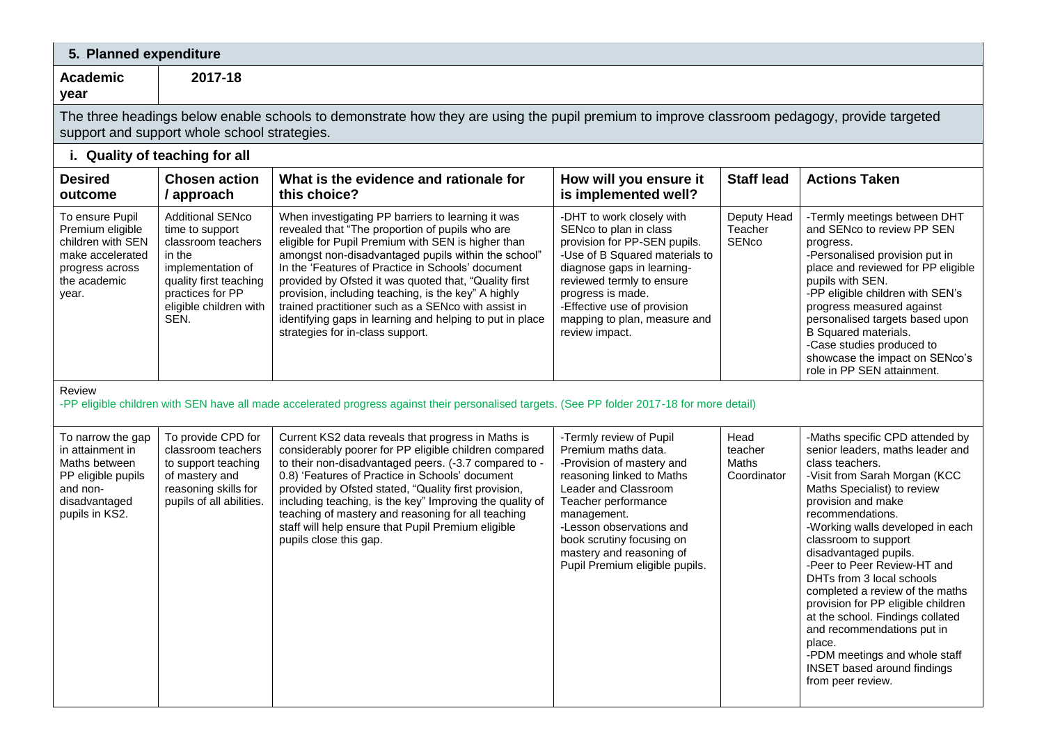## 5. Planned expenditure

**Academic year** 2017-18

The three headings below enable schools to demonstrate how they are using the pupil premium to improve classroom pedagogy, provide targeted support and support whole school strategies.

### i. Quality of teaching for all

| Desired outcome | Chosen action / approach | What is the evidence and rationale for this choice? | How will you ensure it is implemented well? | Staff lead | Actions Taken |
|---|---|---|---|---|---|
| To ensure Pupil Premium eligible children with SEN make accelerated progress across the academic year. | Additional SENco time to support classroom teachers in the implementation of quality first teaching practices for PP eligible children with SEN. | When investigating PP barriers to learning it was revealed that "The proportion of pupils who are eligible for Pupil Premium with SEN is higher than amongst non-disadvantaged pupils within the school" In the 'Features of Practice in Schools' document provided by Ofsted it was quoted that, "Quality first provision, including teaching, is the key" A highly trained practitioner such as a SENco with assist in identifying gaps in learning and helping to put in place strategies for in-class support. | -DHT to work closely with SENco to plan in class provision for PP-SEN pupils.<br>-Use of B Squared materials to diagnose gaps in learning-reviewed termly to ensure progress is made.<br>-Effective use of provision mapping to plan, measure and review impact. | Deputy Head Teacher SENco | -Termly meetings between DHT and SENco to review PP SEN progress.<br>-Personalised provision put in place and reviewed for PP eligible pupils with SEN.<br>-PP eligible children with SEN's progress measured against personalised targets based upon B Squared materials.<br>-Case studies produced to showcase the impact on SENco's role in PP SEN attainment. |
| Review<br>-PP eligible children with SEN have all made accelerated progress against their personalised targets. (See PP folder 2017-18 for more detail) | | | | | |
| To narrow the gap in attainment in Maths between PP eligible pupils and non-disadvantaged pupils in KS2. | To provide CPD for classroom teachers to support teaching of mastery and reasoning skills for pupils of all abilities. | Current KS2 data reveals that progress in Maths is considerably poorer for PP eligible children compared to their non-disadvantaged peers. (-3.7 compared to -0.8) 'Features of Practice in Schools' document provided by Ofsted stated, "Quality first provision, including teaching, is the key" Improving the quality of teaching of mastery and reasoning for all teaching staff will help ensure that Pupil Premium eligible pupils close this gap. | -Termly review of Pupil Premium maths data.<br>-Provision of mastery and reasoning linked to Maths Leader and Classroom Teacher performance management.<br>-Lesson observations and book scrutiny focusing on mastery and reasoning of Pupil Premium eligible pupils. | Head teacher Maths Coordinator | -Maths specific CPD attended by senior leaders, maths leader and class teachers.<br>-Visit from Sarah Morgan (KCC Maths Specialist) to review provision and make recommendations.<br>-Working walls developed in each classroom to support disadvantaged pupils.<br>-Peer to Peer Review-HT and DHTs from 3 local schools completed a review of the maths provision for PP eligible children at the school. Findings collated and recommendations put in place.<br>-PDM meetings and whole staff INSET based around findings from peer review. |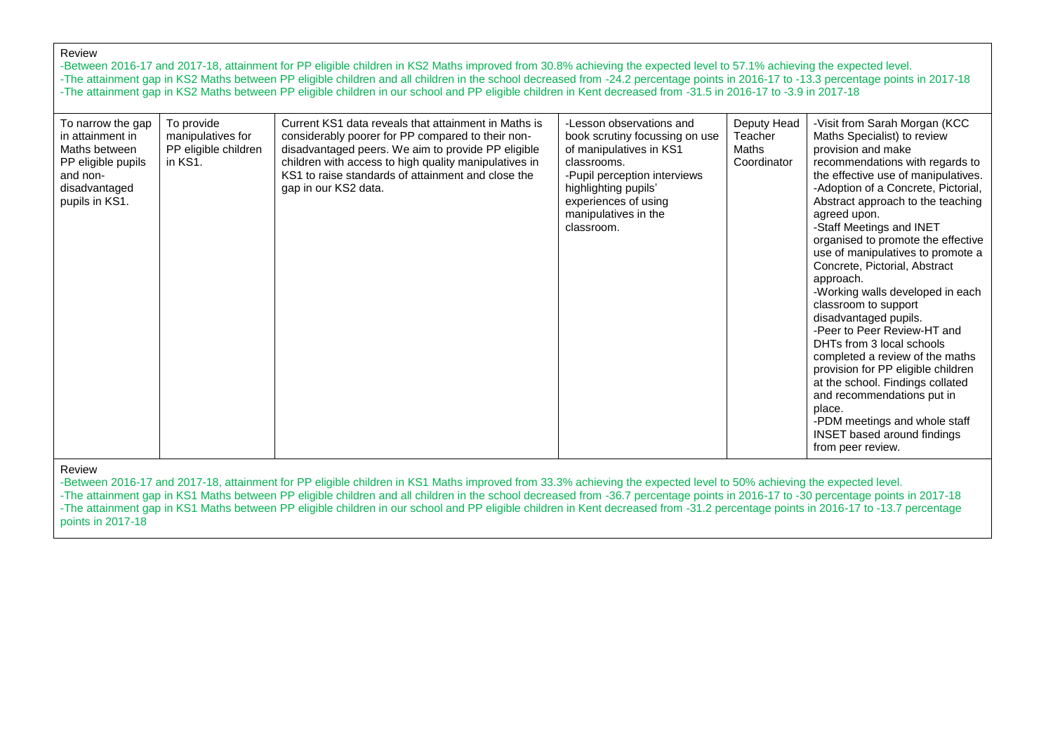Review

-Between 2016-17 and 2017-18, attainment for PP eligible children in KS2 Maths improved from 30.8% achieving the expected level to 57.1% achieving the expected level.
-The attainment gap in KS2 Maths between PP eligible children and all children in the school decreased from -24.2 percentage points in 2016-17 to -13.3 percentage points in 2017-18
-The attainment gap in KS2 Maths between PP eligible children in our school and PP eligible children in Kent decreased from -31.5 in 2016-17 to -3.9 in 2017-18

| | | | | | |
|---|---|---|---|---|---|
| To narrow the gap in attainment in Maths between PP eligible pupils and non-disadvantaged pupils in KS1. | To provide manipulatives for PP eligible children in KS1. | Current KS1 data reveals that attainment in Maths is considerably poorer for PP compared to their non-disadvantaged peers. We aim to provide PP eligible children with access to high quality manipulatives in KS1 to raise standards of attainment and close the gap in our KS2 data. | -Lesson observations and book scrutiny focussing on use of manipulatives in KS1 classrooms.<br>-Pupil perception interviews highlighting pupils' experiences of using manipulatives in the classroom. | Deputy Head Teacher Maths Coordinator | -Visit from Sarah Morgan (KCC Maths Specialist) to review provision and make recommendations with regards to the effective use of manipulatives.<br>-Adoption of a Concrete, Pictorial, Abstract approach to the teaching agreed upon.<br>-Staff Meetings and INET organised to promote the effective use of manipulatives to promote a Concrete, Pictorial, Abstract approach.<br>-Working walls developed in each classroom to support disadvantaged pupils.<br>-Peer to Peer Review-HT and DHTs from 3 local schools completed a review of the maths provision for PP eligible children at the school. Findings collated and recommendations put in place.<br>-PDM meetings and whole staff INSET based around findings from peer review. |

Review

-Between 2016-17 and 2017-18, attainment for PP eligible children in KS1 Maths improved from 33.3% achieving the expected level to 50% achieving the expected level.
-The attainment gap in KS1 Maths between PP eligible children and all children in the school decreased from -36.7 percentage points in 2016-17 to -30 percentage points in 2017-18
-The attainment gap in KS1 Maths between PP eligible children in our school and PP eligible children in Kent decreased from -31.2 percentage points in 2016-17 to -13.7 percentage points in 2017-18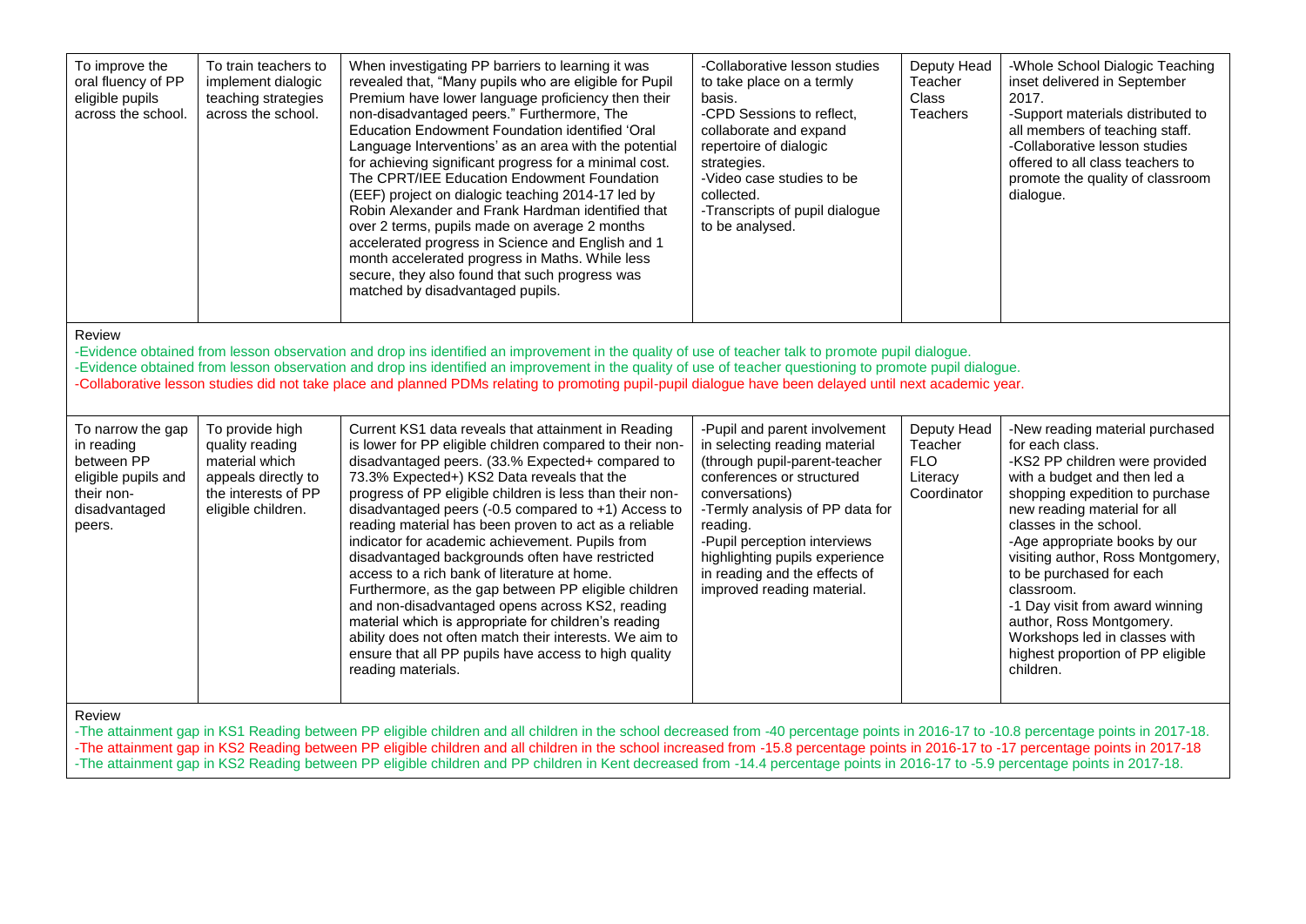| To improve the oral fluency of PP eligible pupils across the school. | To train teachers to implement dialogic teaching strategies across the school. | When investigating PP barriers to learning it was revealed that, "Many pupils who are eligible for Pupil Premium have lower language proficiency then their non-disadvantaged peers." Furthermore, The Education Endowment Foundation identified 'Oral Language Interventions' as an area with the potential for achieving significant progress for a minimal cost. The CPRT/IEE Education Endowment Foundation (EEF) project on dialogic teaching 2014-17 led by Robin Alexander and Frank Hardman identified that over 2 terms, pupils made on average 2 months accelerated progress in Science and English and 1 month accelerated progress in Maths. While less secure, they also found that such progress was matched by disadvantaged pupils. | -Collaborative lesson studies to take place on a termly basis.<br>-CPD Sessions to reflect, collaborate and expand repertoire of dialogic strategies.<br>-Video case studies to be collected.<br>-Transcripts of pupil dialogue to be analysed. | Deputy Head Teacher<br>Class Teachers | -Whole School Dialogic Teaching inset delivered in September 2017.<br>-Support materials distributed to all members of teaching staff.<br>-Collaborative lesson studies offered to all class teachers to promote the quality of classroom dialogue. |
|---|---|---|---|---|---|
| Review<br>-Evidence obtained from lesson observation and drop ins identified an improvement in the quality of use of teacher talk to promote pupil dialogue.<br>-Evidence obtained from lesson observation and drop ins identified an improvement in the quality of use of teacher questioning to promote pupil dialogue.<br>-Collaborative lesson studies did not take place and planned PDMs relating to promoting pupil-pupil dialogue have been delayed until next academic year. | | | | | |
| To narrow the gap in reading between PP eligible pupils and their non-disadvantaged peers. | To provide high quality reading material which appeals directly to the interests of PP eligible children. | Current KS1 data reveals that attainment in Reading is lower for PP eligible children compared to their non-disadvantaged peers. (33.% Expected+ compared to 73.3% Expected+) KS2 Data reveals that the progress of PP eligible children is less than their non-disadvantaged peers (-0.5 compared to +1) Access to reading material has been proven to act as a reliable indicator for academic achievement. Pupils from disadvantaged backgrounds often have restricted access to a rich bank of literature at home. Furthermore, as the gap between PP eligible children and non-disadvantaged opens across KS2, reading material which is appropriate for children's reading ability does not often match their interests. We aim to ensure that all PP pupils have access to high quality reading materials. | -Pupil and parent involvement in selecting reading material (through pupil-parent-teacher conferences or structured conversations)<br>-Termly analysis of PP data for reading.<br>-Pupil perception interviews highlighting pupils experience in reading and the effects of improved reading material. | Deputy Head Teacher<br>FLO<br>Literacy Coordinator | -New reading material purchased for each class.<br>-KS2 PP children were provided with a budget and then led a shopping expedition to purchase new reading material for all classes in the school.<br>-Age appropriate books by our visiting author, Ross Montgomery, to be purchased for each classroom.<br>-1 Day visit from award winning author, Ross Montgomery. Workshops led in classes with highest proportion of PP eligible children. |
| Review<br>-The attainment gap in KS1 Reading between PP eligible children and all children in the school decreased from -40 percentage points in 2016-17 to -10.8 percentage points in 2017-18.<br>-The attainment gap in KS2 Reading between PP eligible children and all children in the school increased from -15.8 percentage points in 2016-17 to -17 percentage points in 2017-18<br>-The attainment gap in KS2 Reading between PP eligible children and PP children in Kent decreased from -14.4 percentage points in 2016-17 to -5.9 percentage points in 2017-18. | | | | | |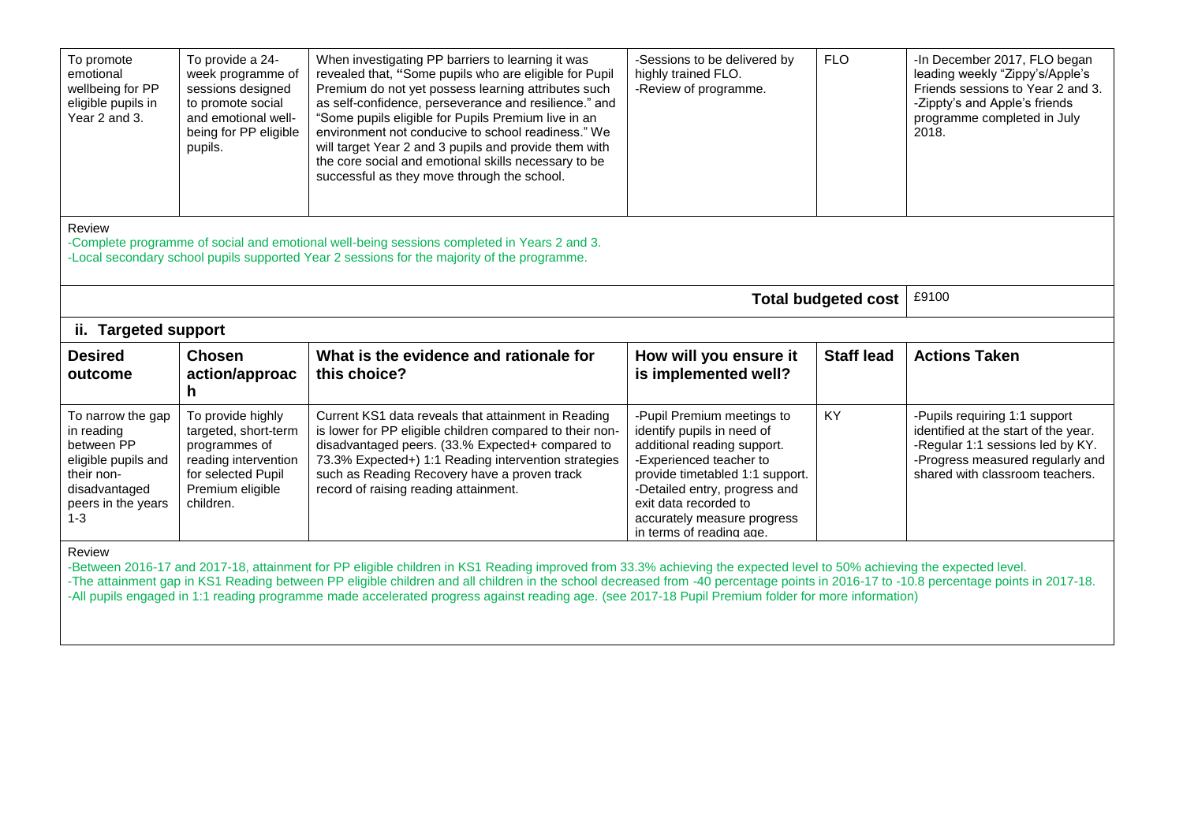| To promote emotional wellbeing for PP eligible pupils in Year 2 and 3. | To provide a 24-week programme of sessions designed to promote social and emotional well-being for PP eligible pupils. | When investigating PP barriers to learning it was revealed that, "Some pupils who are eligible for Pupil Premium do not yet possess learning attributes such as self-confidence, perseverance and resilience." and "Some pupils eligible for Pupils Premium live in an environment not conducive to school readiness." We will target Year 2 and 3 pupils and provide them with the core social and emotional skills necessary to be successful as they move through the school. | -Sessions to be delivered by highly trained FLO.<br>-Review of programme. | FLO | -In December 2017, FLO began leading weekly "Zippy's/Apple's Friends sessions to Year 2 and 3.<br>-Zippty's and Apple's friends programme completed in July 2018. |
|---|---|---|---|---|---|

Review

-Complete programme of social and emotional well-being sessions completed in Years 2 and 3.
-Local secondary school pupils supported Year 2 sessions for the majority of the programme.

| **Total budgeted cost** | £9100 |
|---|---|

## ii. Targeted support

| Desired outcome | Chosen action/approach | What is the evidence and rationale for this choice? | How will you ensure it is implemented well? | Staff lead | Actions Taken |
|---|---|---|---|---|---|
| To narrow the gap in reading between PP eligible pupils and their non-disadvantaged peers in the years 1-3 | To provide highly targeted, short-term programmes of reading intervention for selected Pupil Premium eligible children. | Current KS1 data reveals that attainment in Reading is lower for PP eligible children compared to their non-disadvantaged peers. (33.% Expected+ compared to 73.3% Expected+) 1:1 Reading intervention strategies such as Reading Recovery have a proven track record of raising reading attainment. | -Pupil Premium meetings to identify pupils in need of additional reading support.<br>-Experienced teacher to provide timetabled 1:1 support.<br>-Detailed entry, progress and exit data recorded to accurately measure progress in terms of reading age. | KY | -Pupils requiring 1:1 support identified at the start of the year.<br>-Regular 1:1 sessions led by KY.<br>-Progress measured regularly and shared with classroom teachers. |

Review

-Between 2016-17 and 2017-18, attainment for PP eligible children in KS1 Reading improved from 33.3% achieving the expected level to 50% achieving the expected level.
-The attainment gap in KS1 Reading between PP eligible children and all children in the school decreased from -40 percentage points in 2016-17 to -10.8 percentage points in 2017-18.
-All pupils engaged in 1:1 reading programme made accelerated progress against reading age. (see 2017-18 Pupil Premium folder for more information)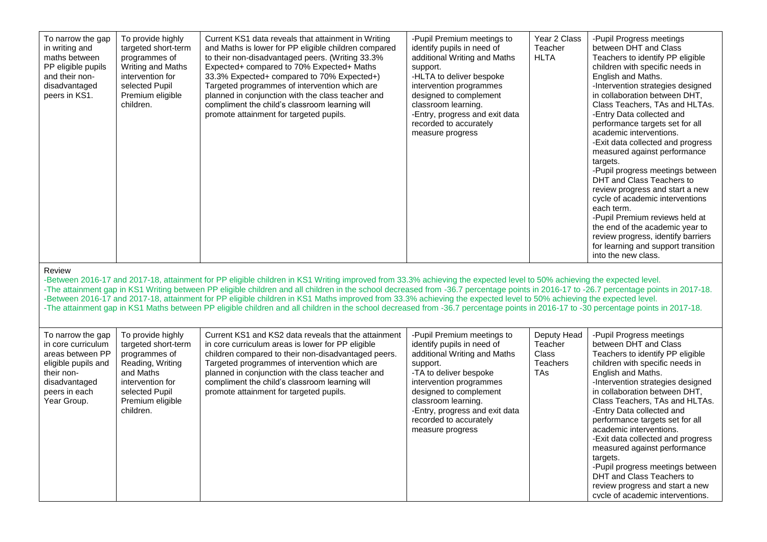| To narrow the gap in writing and maths between PP eligible pupils and their non-disadvantaged peers in KS1. | To provide highly targeted short-term programmes of Writing and Maths intervention for selected Pupil Premium eligible children. | Current KS1 data reveals that attainment in Writing and Maths is lower for PP eligible children compared to their non-disadvantaged peers. (Writing 33.3% Expected+ compared to 70% Expected+ Maths 33.3% Expected+ compared to 70% Expected+) Targeted programmes of intervention which are planned in conjunction with the class teacher and compliment the child's classroom learning will promote attainment for targeted pupils. | -Pupil Premium meetings to identify pupils in need of additional Writing and Maths support.<br>-HLTA to deliver bespoke intervention programmes designed to complement classroom learning.<br>-Entry, progress and exit data recorded to accurately measure progress | Year 2 Class Teacher HLTA | -Pupil Progress meetings between DHT and Class Teachers to identify PP eligible children with specific needs in English and Maths.<br>-Intervention strategies designed in collaboration between DHT, Class Teachers, TAs and HLTAs.<br>-Entry Data collected and performance targets set for all academic interventions.<br>-Exit data collected and progress measured against performance targets.<br>-Pupil progress meetings between DHT and Class Teachers to review progress and start a new cycle of academic interventions each term.<br>-Pupil Premium reviews held at the end of the academic year to review progress, identify barriers for learning and support transition into the new class. |
|---|---|---|---|---|---|
| Review<br>-Between 2016-17 and 2017-18, attainment for PP eligible children in KS1 Writing improved from 33.3% achieving the expected level to 50% achieving the expected level.<br>-The attainment gap in KS1 Writing between PP eligible children and all children in the school decreased from -36.7 percentage points in 2016-17 to -26.7 percentage points in 2017-18.<br>-Between 2016-17 and 2017-18, attainment for PP eligible children in KS1 Maths improved from 33.3% achieving the expected level to 50% achieving the expected level.<br>-The attainment gap in KS1 Maths between PP eligible children and all children in the school decreased from -36.7 percentage points in 2016-17 to -30 percentage points in 2017-18. | | | | | |
| To narrow the gap in core curriculum areas between PP eligible pupils and their non-disadvantaged peers in each Year Group. | To provide highly targeted short-term programmes of Reading, Writing and Maths intervention for selected Pupil Premium eligible children. | Current KS1 and KS2 data reveals that the attainment in core curriculum areas is lower for PP eligible children compared to their non-disadvantaged peers. Targeted programmes of intervention which are planned in conjunction with the class teacher and compliment the child's classroom learning will promote attainment for targeted pupils. | -Pupil Premium meetings to identify pupils in need of additional Writing and Maths support.<br>-TA to deliver bespoke intervention programmes designed to complement classroom learning.<br>-Entry, progress and exit data recorded to accurately measure progress | Deputy Head Teacher Class Teachers TAs | -Pupil Progress meetings between DHT and Class Teachers to identify PP eligible children with specific needs in English and Maths.<br>-Intervention strategies designed in collaboration between DHT, Class Teachers, TAs and HLTAs.<br>-Entry Data collected and performance targets set for all academic interventions.<br>-Exit data collected and progress measured against performance targets.<br>-Pupil progress meetings between DHT and Class Teachers to review progress and start a new cycle of academic interventions. |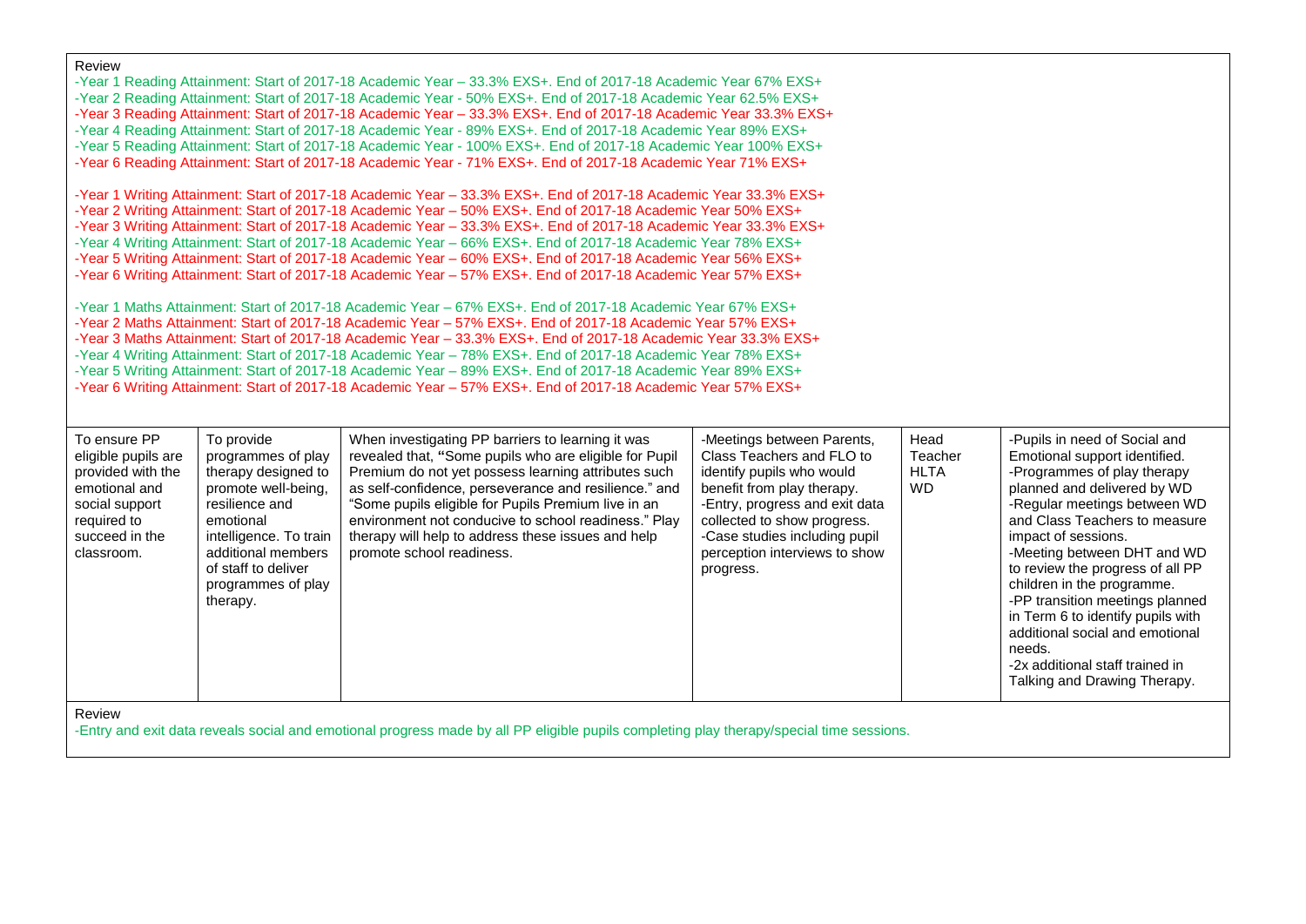Review

-Year 1 Reading Attainment: Start of 2017-18 Academic Year – 33.3% EXS+. End of 2017-18 Academic Year 67% EXS+
-Year 2 Reading Attainment: Start of 2017-18 Academic Year - 50% EXS+. End of 2017-18 Academic Year 62.5% EXS+
-Year 3 Reading Attainment: Start of 2017-18 Academic Year – 33.3% EXS+. End of 2017-18 Academic Year 33.3% EXS+
-Year 4 Reading Attainment: Start of 2017-18 Academic Year - 89% EXS+. End of 2017-18 Academic Year 89% EXS+
-Year 5 Reading Attainment: Start of 2017-18 Academic Year - 100% EXS+. End of 2017-18 Academic Year 100% EXS+
-Year 6 Reading Attainment: Start of 2017-18 Academic Year - 71% EXS+. End of 2017-18 Academic Year 71% EXS+

-Year 1 Writing Attainment: Start of 2017-18 Academic Year – 33.3% EXS+. End of 2017-18 Academic Year 33.3% EXS+
-Year 2 Writing Attainment: Start of 2017-18 Academic Year – 50% EXS+. End of 2017-18 Academic Year 50% EXS+
-Year 3 Writing Attainment: Start of 2017-18 Academic Year – 33.3% EXS+. End of 2017-18 Academic Year 33.3% EXS+
-Year 4 Writing Attainment: Start of 2017-18 Academic Year – 66% EXS+. End of 2017-18 Academic Year 78% EXS+
-Year 5 Writing Attainment: Start of 2017-18 Academic Year – 60% EXS+. End of 2017-18 Academic Year 56% EXS+
-Year 6 Writing Attainment: Start of 2017-18 Academic Year – 57% EXS+. End of 2017-18 Academic Year 57% EXS+

-Year 1 Maths Attainment: Start of 2017-18 Academic Year – 67% EXS+. End of 2017-18 Academic Year 67% EXS+
-Year 2 Maths Attainment: Start of 2017-18 Academic Year – 57% EXS+. End of 2017-18 Academic Year 57% EXS+
-Year 3 Maths Attainment: Start of 2017-18 Academic Year – 33.3% EXS+. End of 2017-18 Academic Year 33.3% EXS+
-Year 4 Writing Attainment: Start of 2017-18 Academic Year – 78% EXS+. End of 2017-18 Academic Year 78% EXS+
-Year 5 Writing Attainment: Start of 2017-18 Academic Year – 89% EXS+. End of 2017-18 Academic Year 89% EXS+
-Year 6 Writing Attainment: Start of 2017-18 Academic Year – 57% EXS+. End of 2017-18 Academic Year 57% EXS+

| | | | | | |
|---|---|---|---|---|---|
| To ensure PP eligible pupils are provided with the emotional and social support required to succeed in the classroom. | To provide programmes of play therapy designed to promote well-being, resilience and emotional intelligence. To train additional members of staff to deliver programmes of play therapy. | When investigating PP barriers to learning it was revealed that, "Some pupils who are eligible for Pupil Premium do not yet possess learning attributes such as self-confidence, perseverance and resilience." and "Some pupils eligible for Pupils Premium live in an environment not conducive to school readiness." Play therapy will help to address these issues and help promote school readiness. | -Meetings between Parents, Class Teachers and FLO to identify pupils who would benefit from play therapy.<br>-Entry, progress and exit data collected to show progress.<br>-Case studies including pupil perception interviews to show progress. | Head Teacher<br>HLTA<br>WD | -Pupils in need of Social and Emotional support identified.<br>-Programmes of play therapy planned and delivered by WD<br>-Regular meetings between WD and Class Teachers to measure impact of sessions.<br>-Meeting between DHT and WD to review the progress of all PP children in the programme.<br>-PP transition meetings planned in Term 6 to identify pupils with additional social and emotional needs.<br>-2x additional staff trained in Talking and Drawing Therapy. |

Review

-Entry and exit data reveals social and emotional progress made by all PP eligible pupils completing play therapy/special time sessions.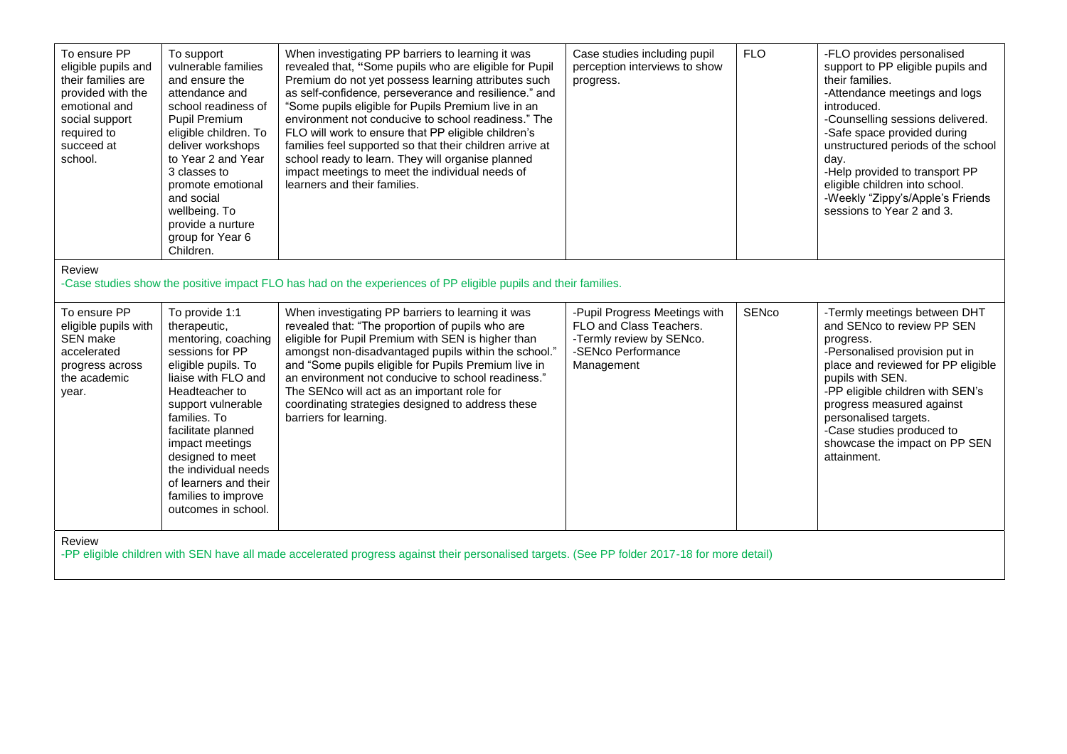| | | | | | |
|---|---|---|---|---|---|
| To ensure PP eligible pupils and their families are provided with the emotional and social support required to succeed at school. | To support vulnerable families and ensure the attendance and school readiness of Pupil Premium eligible children. To deliver workshops to Year 2 and Year 3 classes to promote emotional and social wellbeing. To provide a nurture group for Year 6 Children. | When investigating PP barriers to learning it was revealed that, "Some pupils who are eligible for Pupil Premium do not yet possess learning attributes such as self-confidence, perseverance and resilience." and "Some pupils eligible for Pupils Premium live in an environment not conducive to school readiness." The FLO will work to ensure that PP eligible children's families feel supported so that their children arrive at school ready to learn. They will organise planned impact meetings to meet the individual needs of learners and their families. | Case studies including pupil perception interviews to show progress. | FLO | -FLO provides personalised support to PP eligible pupils and their families.<br>-Attendance meetings and logs introduced.<br>-Counselling sessions delivered.<br>-Safe space provided during unstructured periods of the school day.<br>-Help provided to transport PP eligible children into school.<br>-Weekly "Zippy's/Apple's Friends sessions to Year 2 and 3. |
| Review<br>-Case studies show the positive impact FLO has had on the experiences of PP eligible pupils and their families. | | | | | |
| To ensure PP eligible pupils with SEN make accelerated progress across the academic year. | To provide 1:1 therapeutic, mentoring, coaching sessions for PP eligible pupils. To liaise with FLO and Headteacher to support vulnerable families. To facilitate planned impact meetings designed to meet the individual needs of learners and their families to improve outcomes in school. | When investigating PP barriers to learning it was revealed that: "The proportion of pupils who are eligible for Pupil Premium with SEN is higher than amongst non-disadvantaged pupils within the school." and "Some pupils eligible for Pupils Premium live in an environment not conducive to school readiness." The SENco will act as an important role for coordinating strategies designed to address these barriers for learning. | -Pupil Progress Meetings with FLO and Class Teachers.<br>-Termly review by SENco.<br>-SENco Performance Management | SENco | -Termly meetings between DHT and SENco to review PP SEN progress.<br>-Personalised provision put in place and reviewed for PP eligible pupils with SEN.<br>-PP eligible children with SEN's progress measured against personalised targets.<br>-Case studies produced to showcase the impact on PP SEN attainment. |
| Review<br>-PP eligible children with SEN have all made accelerated progress against their personalised targets. (See PP folder 2017-18 for more detail) | | | | | |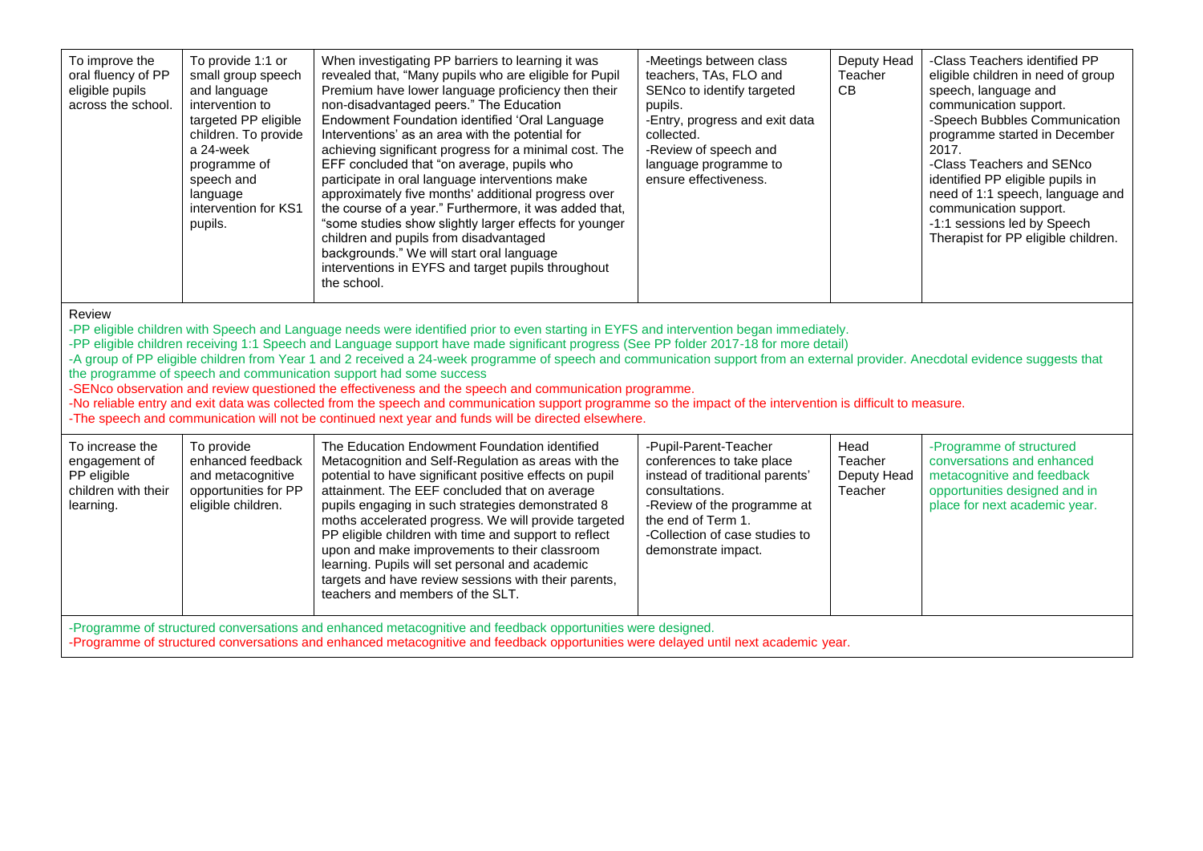| To improve the oral fluency of PP eligible pupils across the school. | To provide 1:1 or small group speech and language intervention to targeted PP eligible children. To provide a 24-week programme of speech and language intervention for KS1 pupils. | When investigating PP barriers to learning it was revealed that, "Many pupils who are eligible for Pupil Premium have lower language proficiency then their non-disadvantaged peers." The Education Endowment Foundation identified 'Oral Language Interventions' as an area with the potential for achieving significant progress for a minimal cost. The EFF concluded that "on average, pupils who participate in oral language interventions make approximately five months' additional progress over the course of a year." Furthermore, it was added that, "some studies show slightly larger effects for younger children and pupils from disadvantaged backgrounds." We will start oral language interventions in EYFS and target pupils throughout the school. | -Meetings between class teachers, TAs, FLO and SENco to identify targeted pupils.<br>-Entry, progress and exit data collected.<br>-Review of speech and language programme to ensure effectiveness. | Deputy Head Teacher CB | -Class Teachers identified PP eligible children in need of group speech, language and communication support.<br>-Speech Bubbles Communication programme started in December 2017.<br>-Class Teachers and SENco identified PP eligible pupils in need of 1:1 speech, language and communication support.<br>-1:1 sessions led by Speech Therapist for PP eligible children. |
|---|---|---|---|---|---|
| Review<br>-PP eligible children with Speech and Language needs were identified prior to even starting in EYFS and intervention began immediately.<br>-PP eligible children receiving 1:1 Speech and Language support have made significant progress (See PP folder 2017-18 for more detail)<br>-A group of PP eligible children from Year 1 and 2 received a 24-week programme of speech and communication support from an external provider. Anecdotal evidence suggests that the programme of speech and communication support had some success<br>-SENco observation and review questioned the effectiveness and the speech and communication programme.<br>-No reliable entry and exit data was collected from the speech and communication support programme so the impact of the intervention is difficult to measure.<br>-The speech and communication will not be continued next year and funds will be directed elsewhere. | | | | | |
| To increase the engagement of PP eligible children with their learning. | To provide enhanced feedback and metacognitive opportunities for PP eligible children. | The Education Endowment Foundation identified Metacognition and Self-Regulation as areas with the potential to have significant positive effects on pupil attainment. The EEF concluded that on average pupils engaging in such strategies demonstrated 8 moths accelerated progress. We will provide targeted PP eligible children with time and support to reflect upon and make improvements to their classroom learning. Pupils will set personal and academic targets and have review sessions with their parents, teachers and members of the SLT. | -Pupil-Parent-Teacher conferences to take place instead of traditional parents' consultations.<br>-Review of the programme at the end of Term 1.<br>-Collection of case studies to demonstrate impact. | Head Teacher Deputy Head Teacher | -Programme of structured conversations and enhanced metacognitive and feedback opportunities designed and in place for next academic year. |
| -Programme of structured conversations and enhanced metacognitive and feedback opportunities were designed.<br>-Programme of structured conversations and enhanced metacognitive and feedback opportunities were delayed until next academic year. | | | | | |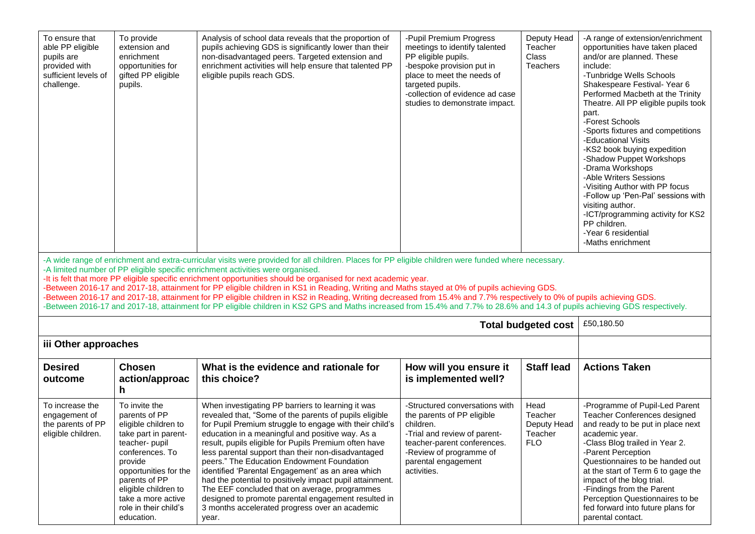| To ensure that able PP eligible pupils are provided with sufficient levels of challenge. | To provide extension and enrichment opportunities for gifted PP eligible pupils. | Analysis of school data reveals that the proportion of pupils achieving GDS is significantly lower than their non-disadvantaged peers. Targeted extension and enrichment activities will help ensure that talented PP eligible pupils reach GDS. | -Pupil Premium Progress meetings to identify talented PP eligible pupils.<br>-bespoke provision put in place to meet the needs of targeted pupils.<br>-collection of evidence ad case studies to demonstrate impact. | Deputy Head Teacher<br>Class Teachers | -A range of extension/enrichment opportunities have taken placed and/or are planned. These include:<br>-Tunbridge Wells Schools Shakespeare Festival- Year 6 Performed Macbeth at the Trinity Theatre. All PP eligible pupils took part.<br>-Forest Schools<br>-Sports fixtures and competitions<br>-Educational Visits<br>-KS2 book buying expedition<br>-Shadow Puppet Workshops<br>-Drama Workshops<br>-Able Writers Sessions<br>-Visiting Author with PP focus<br>-Follow up 'Pen-Pal' sessions with visiting author.<br>-ICT/programming activity for KS2 PP children.<br>-Year 6 residential<br>-Maths enrichment |
|---|---|---|---|---|---|

-A wide range of enrichment and extra-curricular visits were provided for all children. Places for PP eligible children were funded where necessary.
-A limited number of PP eligible specific enrichment activities were organised.
-It is felt that more PP eligible specific enrichment opportunities should be organised for next academic year.
-Between 2016-17 and 2017-18, attainment for PP eligible children in KS1 in Reading, Writing and Maths stayed at 0% of pupils achieving GDS.
-Between 2016-17 and 2017-18, attainment for PP eligible children in KS2 in Reading, Writing decreased from 15.4% and 7.7% respectively to 0% of pupils achieving GDS.
-Between 2016-17 and 2017-18, attainment for PP eligible children in KS2 GPS and Maths increased from 15.4% and 7.7% to 28.6% and 14.3 of pupils achieving GDS respectively.

**Total budgeted cost** £50,180.50

### iii Other approaches

| Desired outcome | Chosen action/approach | What is the evidence and rationale for this choice? | How will you ensure it is implemented well? | Staff lead | Actions Taken |
|---|---|---|---|---|---|
| To increase the engagement of the parents of PP eligible children. | To invite the parents of PP eligible children to take part in parent-teacher- pupil conferences. To provide opportunities for the parents of PP eligible children to take a more active role in their child's education. | When investigating PP barriers to learning it was revealed that, "Some of the parents of pupils eligible for Pupil Premium struggle to engage with their child's education in a meaningful and positive way. As a result, pupils eligible for Pupils Premium often have less parental support than their non-disadvantaged peers." The Education Endowment Foundation identified 'Parental Engagement' as an area which had the potential to positively impact pupil attainment. The EEF concluded that on average, programmes designed to promote parental engagement resulted in 3 months accelerated progress over an academic year. | -Structured conversations with the parents of PP eligible children.<br>-Trial and review of parent-teacher-parent conferences.<br>-Review of programme of parental engagement activities. | Head Teacher<br>Deputy Head Teacher<br>FLO | -Programme of Pupil-Led Parent Teacher Conferences designed and ready to be put in place next academic year.<br>-Class Blog trailed in Year 2.<br>-Parent Perception Questionnaires to be handed out at the start of Term 6 to gage the impact of the blog trial.<br>-Findings from the Parent Perception Questionnaires to be fed forward into future plans for parental contact. |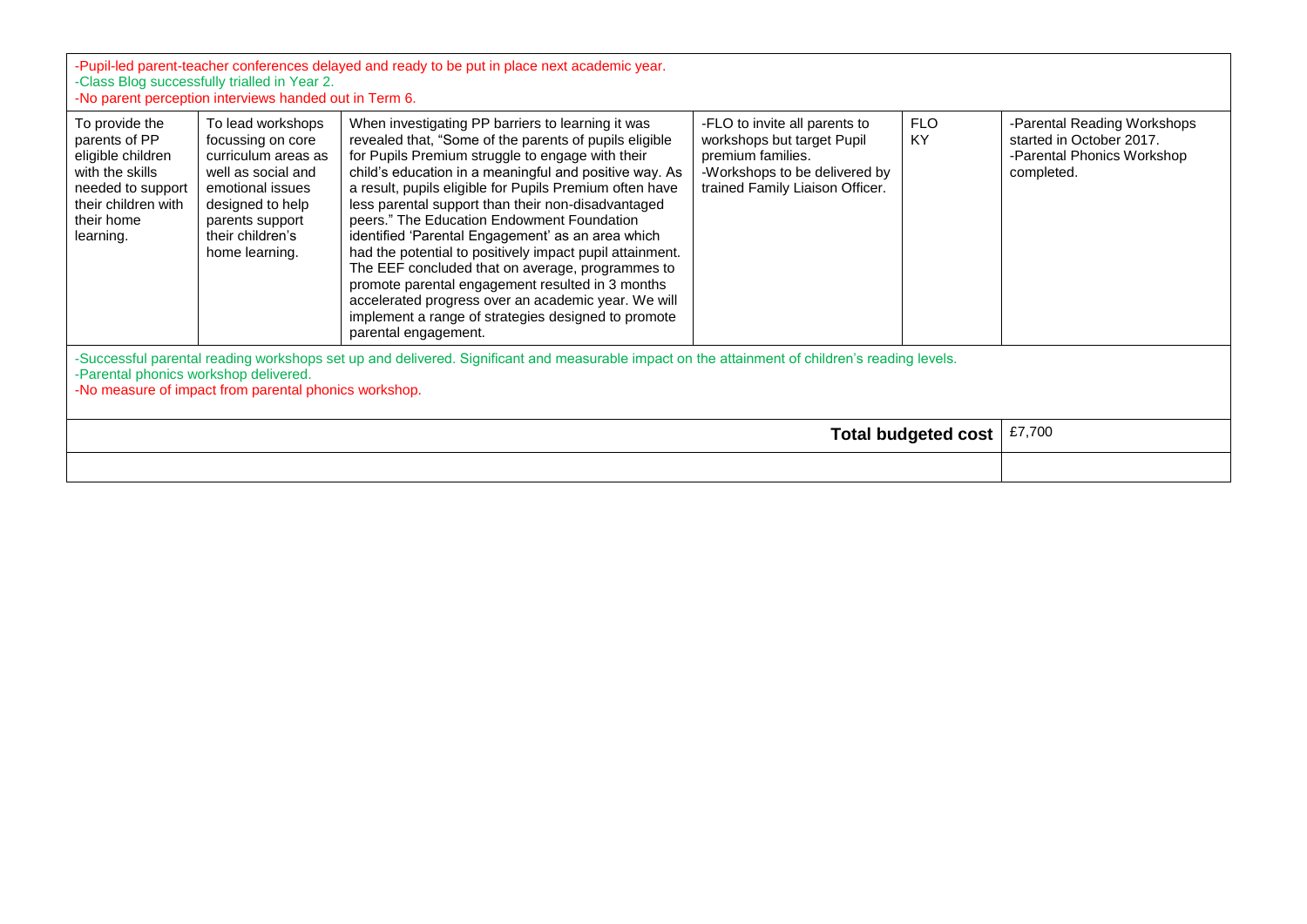| | | | | | |
|---|---|---|---|---|---|
| -Pupil-led parent-teacher conferences delayed and ready to be put in place next academic year.<br>-Class Blog successfully trialled in Year 2.<br>-No parent perception interviews handed out in Term 6. | | | | | |
| To provide the parents of PP eligible children with the skills needed to support their children with their home learning. | To lead workshops focussing on core curriculum areas as well as social and emotional issues designed to help parents support their children's home learning. | When investigating PP barriers to learning it was revealed that, "Some of the parents of pupils eligible for Pupils Premium struggle to engage with their child's education in a meaningful and positive way. As a result, pupils eligible for Pupils Premium often have less parental support than their non-disadvantaged peers." The Education Endowment Foundation identified 'Parental Engagement' as an area which had the potential to positively impact pupil attainment. The EEF concluded that on average, programmes to promote parental engagement resulted in 3 months accelerated progress over an academic year. We will implement a range of strategies designed to promote parental engagement. | -FLO to invite all parents to workshops but target Pupil premium families.<br>-Workshops to be delivered by trained Family Liaison Officer. | FLO<br>KY | -Parental Reading Workshops started in October 2017.<br>-Parental Phonics Workshop completed. |
| -Successful parental reading workshops set up and delivered. Significant and measurable impact on the attainment of children's reading levels.<br>-Parental phonics workshop delivered.<br>-No measure of impact from parental phonics workshop. | | | | | |
| | | | | **Total budgeted cost** | £7,700 |
| | | | | | |